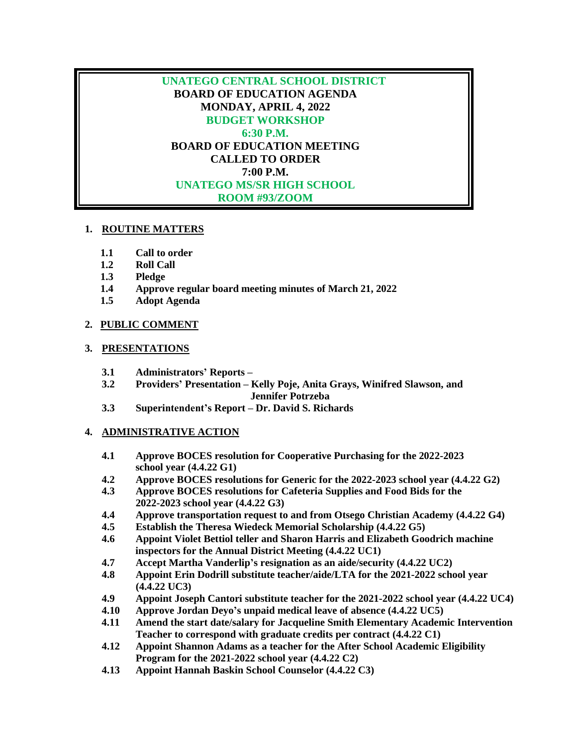# UNATEGO CENTRAL SCHOOL DISTRICT

**BOARD OF EDUCATION AGENDA**
**MONDAY, APRIL 4, 2022**
**BUDGET WORKSHOP**
**6:30 P.M.**
**BOARD OF EDUCATION MEETING**
**CALLED TO ORDER**
**7:00 P.M.**
**UNATEGO MS/SR HIGH SCHOOL**
**ROOM #93/ZOOM**

## 1. ROUTINE MATTERS

- **1.1 Call to order**
- **1.2 Roll Call**
- **1.3 Pledge**
- **1.4 Approve regular board meeting minutes of March 21, 2022**
- **1.5 Adopt Agenda**

## 2. PUBLIC COMMENT

## 3. PRESENTATIONS

- **3.1 Administrators' Reports –**
- **3.2 Providers' Presentation – Kelly Poje, Anita Grays, Winifred Slawson, and Jennifer Potrzeba**
- **3.3 Superintendent's Report – Dr. David S. Richards**

## 4. ADMINISTRATIVE ACTION

- **4.1 Approve BOCES resolution for Cooperative Purchasing for the 2022-2023 school year (4.4.22 G1)**
- **4.2 Approve BOCES resolutions for Generic for the 2022-2023 school year (4.4.22 G2)**
- **4.3 Approve BOCES resolutions for Cafeteria Supplies and Food Bids for the 2022-2023 school year (4.4.22 G3)**
- **4.4 Approve transportation request to and from Otsego Christian Academy (4.4.22 G4)**
- **4.5 Establish the Theresa Wiedeck Memorial Scholarship (4.4.22 G5)**
- **4.6 Appoint Violet Bettiol teller and Sharon Harris and Elizabeth Goodrich machine inspectors for the Annual District Meeting (4.4.22 UC1)**
- **4.7 Accept Martha Vanderlip's resignation as an aide/security (4.4.22 UC2)**
- **4.8 Appoint Erin Dodrill substitute teacher/aide/LTA for the 2021-2022 school year (4.4.22 UC3)**
- **4.9 Appoint Joseph Cantori substitute teacher for the 2021-2022 school year (4.4.22 UC4)**
- **4.10 Approve Jordan Deyo's unpaid medical leave of absence (4.4.22 UC5)**
- **4.11 Amend the start date/salary for Jacqueline Smith Elementary Academic Intervention Teacher to correspond with graduate credits per contract (4.4.22 C1)**
- **4.12 Appoint Shannon Adams as a teacher for the After School Academic Eligibility Program for the 2021-2022 school year (4.4.22 C2)**
- **4.13 Appoint Hannah Baskin School Counselor (4.4.22 C3)**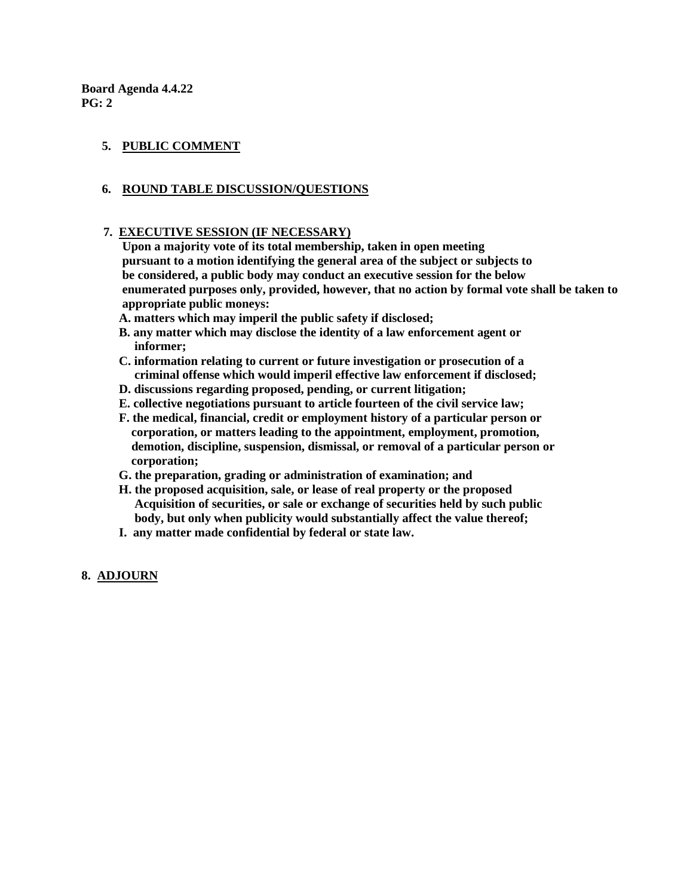**5. PUBLIC COMMENT**

**6. ROUND TABLE DISCUSSION/QUESTIONS**

**7. EXECUTIVE SESSION (IF NECESSARY)**

**Upon a majority vote of its total membership, taken in open meeting pursuant to a motion identifying the general area of the subject or subjects to be considered, a public body may conduct an executive session for the below enumerated purposes only, provided, however, that no action by formal vote shall be taken to appropriate public moneys:**

**A. matters which may imperil the public safety if disclosed;**
**B. any matter which may disclose the identity of a law enforcement agent or informer;**
**C. information relating to current or future investigation or prosecution of a criminal offense which would imperil effective law enforcement if disclosed;**
**D. discussions regarding proposed, pending, or current litigation;**
**E. collective negotiations pursuant to article fourteen of the civil service law;**
**F. the medical, financial, credit or employment history of a particular person or corporation, or matters leading to the appointment, employment, promotion, demotion, discipline, suspension, dismissal, or removal of a particular person or corporation;**
**G. the preparation, grading or administration of examination; and**
**H. the proposed acquisition, sale, or lease of real property or the proposed Acquisition of securities, or sale or exchange of securities held by such public body, but only when publicity would substantially affect the value thereof;**
**I. any matter made confidential by federal or state law.**

**8. ADJOURN**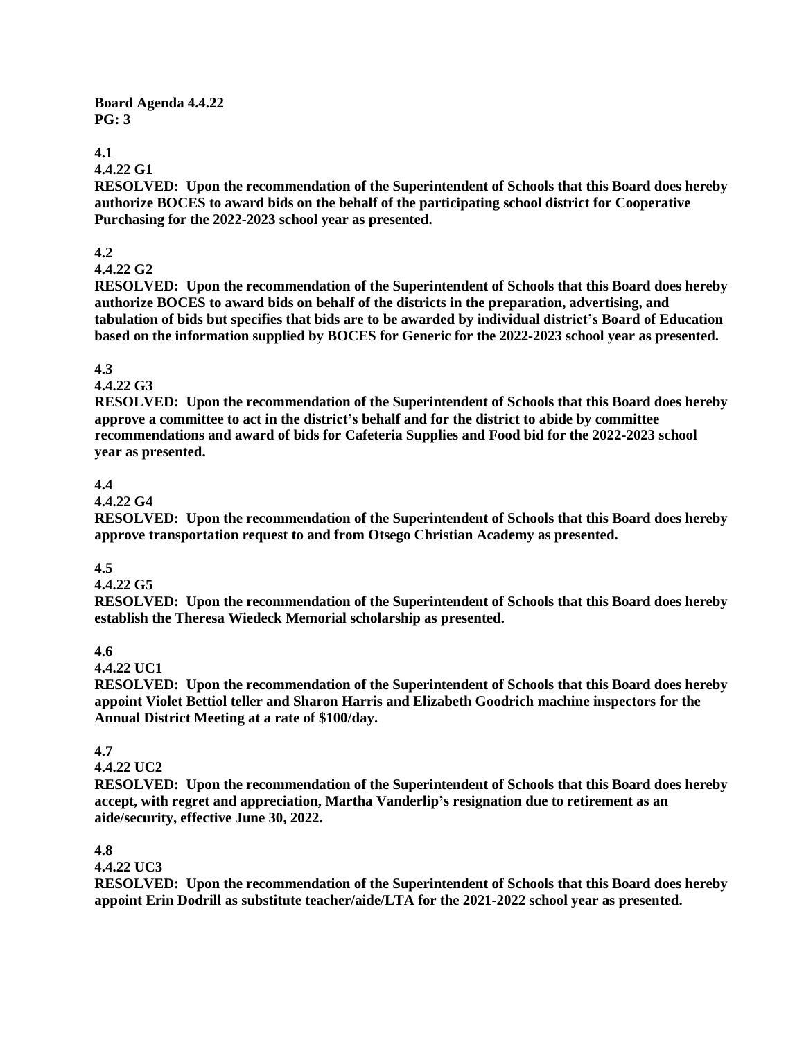**Board Agenda 4.4.22**
**PG: 3**

**4.1**
**4.4.22 G1**
**RESOLVED: Upon the recommendation of the Superintendent of Schools that this Board does hereby authorize BOCES to award bids on the behalf of the participating school district for Cooperative Purchasing for the 2022-2023 school year as presented.**

**4.2**
**4.4.22 G2**
**RESOLVED: Upon the recommendation of the Superintendent of Schools that this Board does hereby authorize BOCES to award bids on behalf of the districts in the preparation, advertising, and tabulation of bids but specifies that bids are to be awarded by individual district's Board of Education based on the information supplied by BOCES for Generic for the 2022-2023 school year as presented.**

**4.3**
**4.4.22 G3**
**RESOLVED: Upon the recommendation of the Superintendent of Schools that this Board does hereby approve a committee to act in the district's behalf and for the district to abide by committee recommendations and award of bids for Cafeteria Supplies and Food bid for the 2022-2023 school year as presented.**

**4.4**
**4.4.22 G4**
**RESOLVED: Upon the recommendation of the Superintendent of Schools that this Board does hereby approve transportation request to and from Otsego Christian Academy as presented.**

**4.5**
**4.4.22 G5**
**RESOLVED: Upon the recommendation of the Superintendent of Schools that this Board does hereby establish the Theresa Wiedeck Memorial scholarship as presented.**

**4.6**
**4.4.22 UC1**
**RESOLVED: Upon the recommendation of the Superintendent of Schools that this Board does hereby appoint Violet Bettiol teller and Sharon Harris and Elizabeth Goodrich machine inspectors for the Annual District Meeting at a rate of $100/day.**

**4.7**
**4.4.22 UC2**
**RESOLVED: Upon the recommendation of the Superintendent of Schools that this Board does hereby accept, with regret and appreciation, Martha Vanderlip's resignation due to retirement as an aide/security, effective June 30, 2022.**

**4.8**
**4.4.22 UC3**
**RESOLVED: Upon the recommendation of the Superintendent of Schools that this Board does hereby appoint Erin Dodrill as substitute teacher/aide/LTA for the 2021-2022 school year as presented.**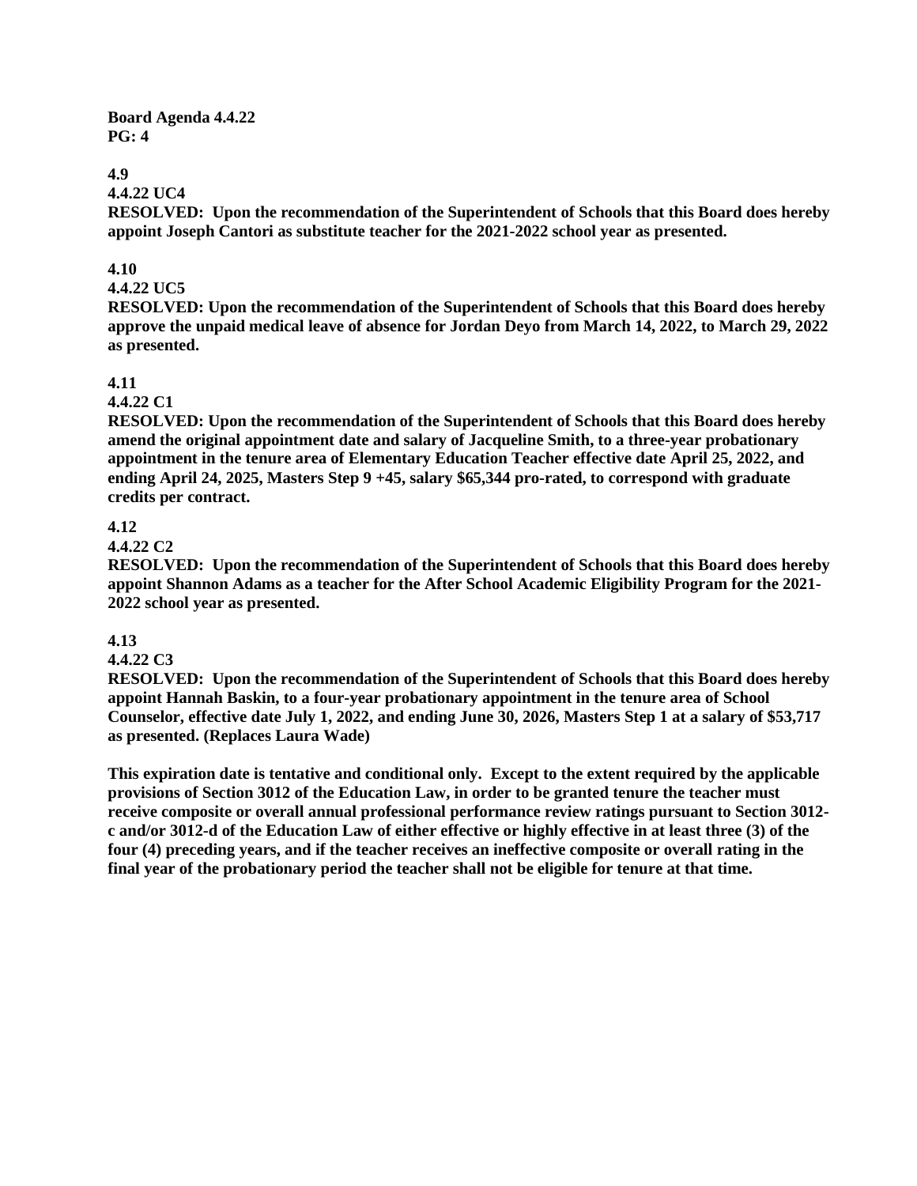**Board Agenda 4.4.22**
**PG: 4**

**4.9**
**4.4.22 UC4**
**RESOLVED: Upon the recommendation of the Superintendent of Schools that this Board does hereby appoint Joseph Cantori as substitute teacher for the 2021-2022 school year as presented.**

**4.10**
**4.4.22 UC5**
**RESOLVED: Upon the recommendation of the Superintendent of Schools that this Board does hereby approve the unpaid medical leave of absence for Jordan Deyo from March 14, 2022, to March 29, 2022 as presented.**

**4.11**
**4.4.22 C1**
**RESOLVED: Upon the recommendation of the Superintendent of Schools that this Board does hereby amend the original appointment date and salary of Jacqueline Smith, to a three-year probationary appointment in the tenure area of Elementary Education Teacher effective date April 25, 2022, and ending April 24, 2025, Masters Step 9 +45, salary $65,344 pro-rated, to correspond with graduate credits per contract.**

**4.12**
**4.4.22 C2**
**RESOLVED: Upon the recommendation of the Superintendent of Schools that this Board does hereby appoint Shannon Adams as a teacher for the After School Academic Eligibility Program for the 2021-2022 school year as presented.**

**4.13**
**4.4.22 C3**
**RESOLVED: Upon the recommendation of the Superintendent of Schools that this Board does hereby appoint Hannah Baskin, to a four-year probationary appointment in the tenure area of School Counselor, effective date July 1, 2022, and ending June 30, 2026, Masters Step 1 at a salary of $53,717 as presented. (Replaces Laura Wade)**

**This expiration date is tentative and conditional only. Except to the extent required by the applicable provisions of Section 3012 of the Education Law, in order to be granted tenure the teacher must receive composite or overall annual professional performance review ratings pursuant to Section 3012-c and/or 3012-d of the Education Law of either effective or highly effective in at least three (3) of the four (4) preceding years, and if the teacher receives an ineffective composite or overall rating in the final year of the probationary period the teacher shall not be eligible for tenure at that time.**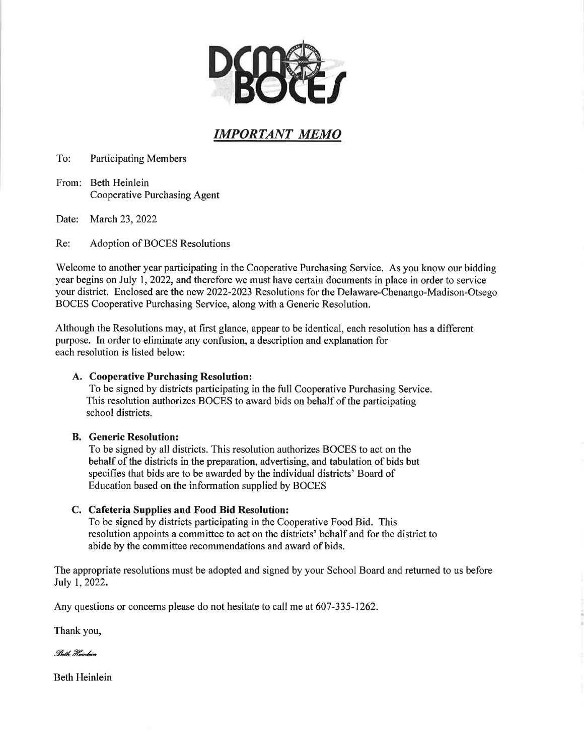DCMO BOCES

# *IMPORTANT MEMO*

To: Participating Members

From: Beth Heinlein
Cooperative Purchasing Agent

Date: March 23, 2022

Re: Adoption of BOCES Resolutions

Welcome to another year participating in the Cooperative Purchasing Service. As you know our bidding year begins on July 1, 2022, and therefore we must have certain documents in place in order to service your district. Enclosed are the new 2022-2023 Resolutions for the Delaware-Chenango-Madison-Otsego BOCES Cooperative Purchasing Service, along with a Generic Resolution.

Although the Resolutions may, at first glance, appear to be identical, each resolution has a different purpose. In order to eliminate any confusion, a description and explanation for each resolution is listed below:

**A. Cooperative Purchasing Resolution:**
To be signed by districts participating in the full Cooperative Purchasing Service. This resolution authorizes BOCES to award bids on behalf of the participating school districts.

**B. Generic Resolution:**
To be signed by all districts. This resolution authorizes BOCES to act on the behalf of the districts in the preparation, advertising, and tabulation of bids but specifies that bids are to be awarded by the individual districts' Board of Education based on the information supplied by BOCES

**C. Cafeteria Supplies and Food Bid Resolution:**
To be signed by districts participating in the Cooperative Food Bid. This resolution appoints a committee to act on the districts' behalf and for the district to abide by the committee recommendations and award of bids.

The appropriate resolutions must be adopted and signed by your School Board and returned to us before July 1, 2022.

Any questions or concerns please do not hesitate to call me at 607-335-1262.

Thank you,

*Beth Heinlein*

Beth Heinlein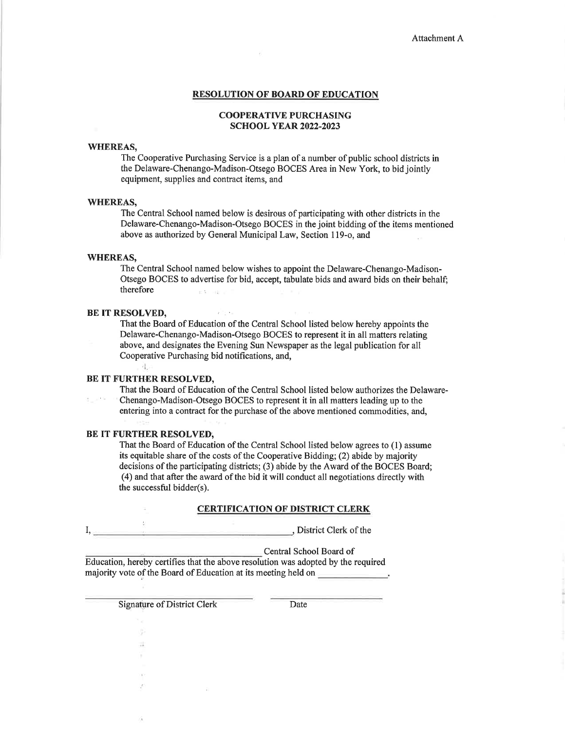Attachment A

## RESOLUTION OF BOARD OF EDUCATION

### COOPERATIVE PURCHASING
### SCHOOL YEAR 2022-2023

**WHEREAS,**

The Cooperative Purchasing Service is a plan of a number of public school districts in the Delaware-Chenango-Madison-Otsego BOCES Area in New York, to bid jointly equipment, supplies and contract items, and

**WHEREAS,**

The Central School named below is desirous of participating with other districts in the Delaware-Chenango-Madison-Otsego BOCES in the joint bidding of the items mentioned above as authorized by General Municipal Law, Section 119-o, and

**WHEREAS,**

The Central School named below wishes to appoint the Delaware-Chenango-Madison-Otsego BOCES to advertise for bid, accept, tabulate bids and award bids on their behalf; therefore

**BE IT RESOLVED,**

That the Board of Education of the Central School listed below hereby appoints the Delaware-Chenango-Madison-Otsego BOCES to represent it in all matters relating above, and designates the Evening Sun Newspaper as the legal publication for all Cooperative Purchasing bid notifications, and,

**BE IT FURTHER RESOLVED,**

That the Board of Education of the Central School listed below authorizes the Delaware-Chenango-Madison-Otsego BOCES to represent it in all matters leading up to the entering into a contract for the purchase of the above mentioned commodities, and,

**BE IT FURTHER RESOLVED,**

That the Board of Education of the Central School listed below agrees to (1) assume its equitable share of the costs of the Cooperative Bidding; (2) abide by majority decisions of the participating districts; (3) abide by the Award of the BOCES Board; (4) and that after the award of the bid it will conduct all negotiations directly with the successful bidder(s).

## CERTIFICATION OF DISTRICT CLERK

I, ________________________________________, District Clerk of the

________________________________ Central School Board of Education, hereby certifies that the above resolution was adopted by the required majority vote of the Board of Education at its meeting held on ______________.

________________________________ ________________________

Signature of District Clerk Date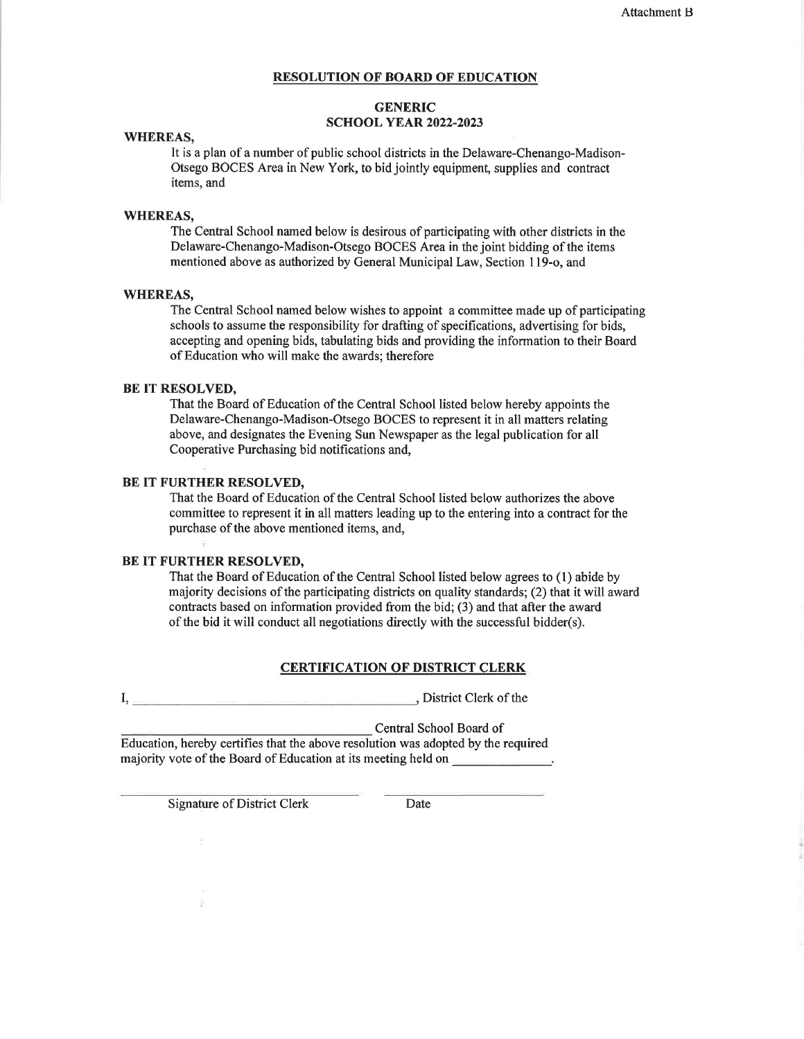Attachment B

## RESOLUTION OF BOARD OF EDUCATION

### GENERIC
### SCHOOL YEAR 2022-2023

**WHEREAS,**

It is a plan of a number of public school districts in the Delaware-Chenango-Madison-Otsego BOCES Area in New York, to bid jointly equipment, supplies and contract items, and

**WHEREAS,**

The Central School named below is desirous of participating with other districts in the Delaware-Chenango-Madison-Otsego BOCES Area in the joint bidding of the items mentioned above as authorized by General Municipal Law, Section 119-o, and

**WHEREAS,**

The Central School named below wishes to appoint a committee made up of participating schools to assume the responsibility for drafting of specifications, advertising for bids, accepting and opening bids, tabulating bids and providing the information to their Board of Education who will make the awards; therefore

**BE IT RESOLVED,**

That the Board of Education of the Central School listed below hereby appoints the Delaware-Chenango-Madison-Otsego BOCES to represent it in all matters relating above, and designates the Evening Sun Newspaper as the legal publication for all Cooperative Purchasing bid notifications and,

**BE IT FURTHER RESOLVED,**

That the Board of Education of the Central School listed below authorizes the above committee to represent it in all matters leading up to the entering into a contract for the purchase of the above mentioned items, and,

**BE IT FURTHER RESOLVED,**

That the Board of Education of the Central School listed below agrees to (1) abide by majority decisions of the participating districts on quality standards; (2) that it will award contracts based on information provided from the bid; (3) and that after the award of the bid it will conduct all negotiations directly with the successful bidder(s).

## CERTIFICATION OF DISTRICT CLERK

I, ________________________________________, District Clerk of the

__________________________________ Central School Board of Education, hereby certifies that the above resolution was adopted by the required majority vote of the Board of Education at its meeting held on ______________.

______________________________ ______________________

Signature of District Clerk Date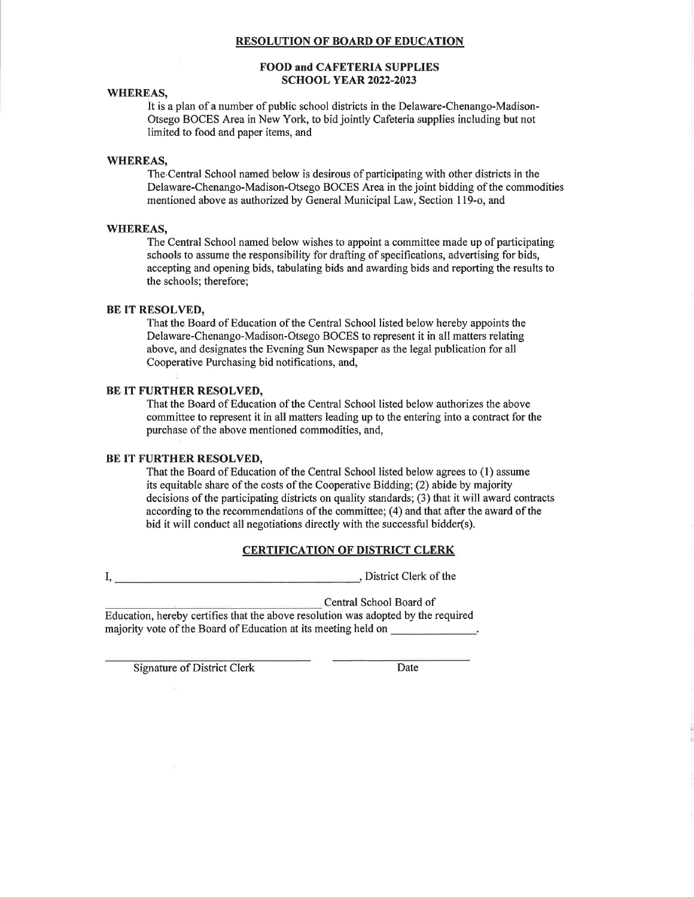# RESOLUTION OF BOARD OF EDUCATION

## FOOD and CAFETERIA SUPPLIES
## SCHOOL YEAR 2022-2023

**WHEREAS,**

It is a plan of a number of public school districts in the Delaware-Chenango-Madison-Otsego BOCES Area in New York, to bid jointly Cafeteria supplies including but not limited to food and paper items, and

**WHEREAS,**

The Central School named below is desirous of participating with other districts in the Delaware-Chenango-Madison-Otsego BOCES Area in the joint bidding of the commodities mentioned above as authorized by General Municipal Law, Section 119-o, and

**WHEREAS,**

The Central School named below wishes to appoint a committee made up of participating schools to assume the responsibility for drafting of specifications, advertising for bids, accepting and opening bids, tabulating bids and awarding bids and reporting the results to the schools; therefore;

**BE IT RESOLVED,**

That the Board of Education of the Central School listed below hereby appoints the Delaware-Chenango-Madison-Otsego BOCES to represent it in all matters relating above, and designates the Evening Sun Newspaper as the legal publication for all Cooperative Purchasing bid notifications, and,

**BE IT FURTHER RESOLVED,**

That the Board of Education of the Central School listed below authorizes the above committee to represent it in all matters leading up to the entering into a contract for the purchase of the above mentioned commodities, and,

**BE IT FURTHER RESOLVED,**

That the Board of Education of the Central School listed below agrees to (1) assume its equitable share of the costs of the Cooperative Bidding; (2) abide by majority decisions of the participating districts on quality standards; (3) that it will award contracts according to the recommendations of the committee; (4) and that after the award of the bid it will conduct all negotiations directly with the successful bidder(s).

## CERTIFICATION OF DISTRICT CLERK

I, ________________________________________, District Clerk of the

________________________________________ Central School Board of Education, hereby certifies that the above resolution was adopted by the required majority vote of the Board of Education at its meeting held on ______________.

________________________________ ________________________

Signature of District Clerk Date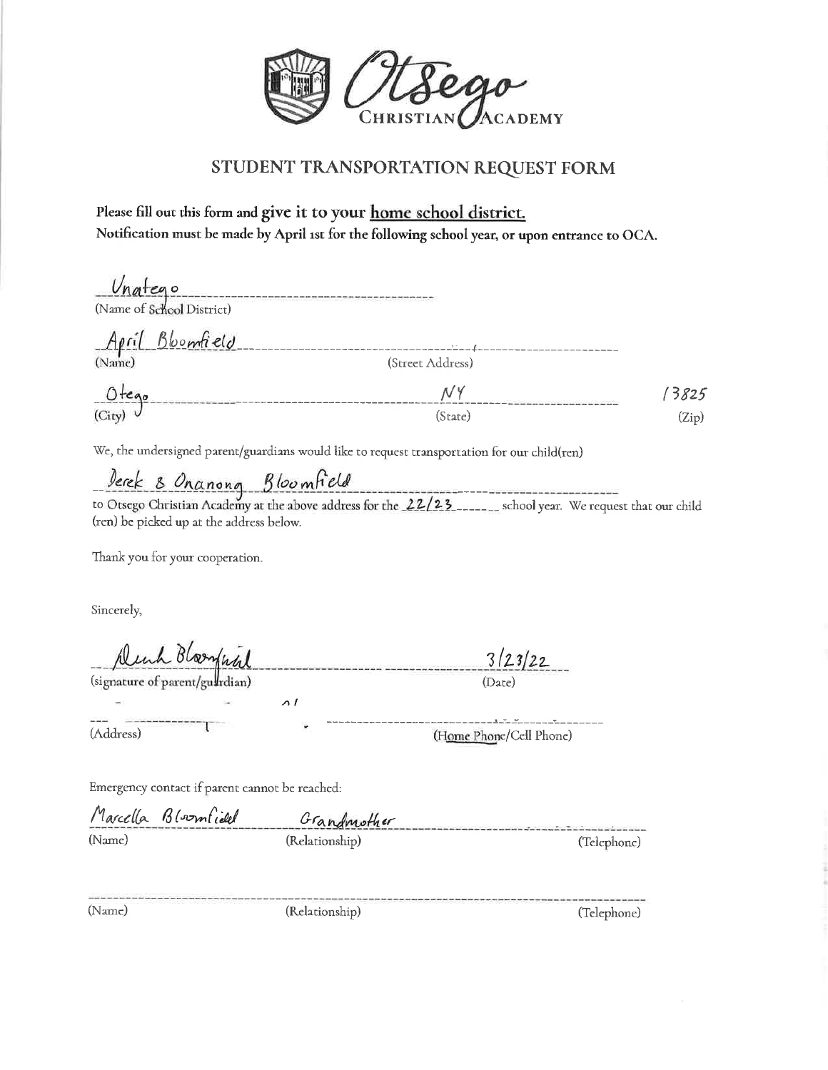Otsego Christian Academy

# STUDENT TRANSPORTATION REQUEST FORM

**Please fill out this form and give it to your home school district.**
**Notification must be made by April 1st for the following school year, or upon entrance to OCA.**

Unatego
(Name of School District)

April Bloomfield
(Name) (Street Address)

Otego NY 13825
(City) (State) (Zip)

We, the undersigned parent/guardians would like to request transportation for our child(ren)

Derek & Onanong Bloomfield

to Otsego Christian Academy at the above address for the 22/23 school year. We request that our child (ren) be picked up at the address below.

Thank you for your cooperation.

Sincerely,

Derek Bloomfield 3/23/22
(signature of parent/guardian) (Date)

(Address) (Home Phone/Cell Phone)

Emergency contact if parent cannot be reached:

Marcella Bloomfield Grandmother
(Name) (Relationship) (Telephone)

(Name) (Relationship) (Telephone)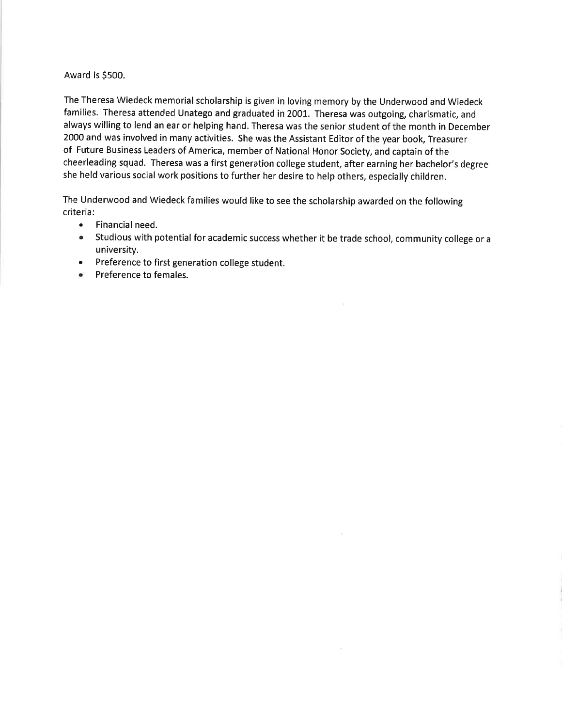Award is $500.

The Theresa Wiedeck memorial scholarship is given in loving memory by the Underwood and Wiedeck families. Theresa attended Unatego and graduated in 2001. Theresa was outgoing, charismatic, and always willing to lend an ear or helping hand. Theresa was the senior student of the month in December 2000 and was involved in many activities. She was the Assistant Editor of the year book, Treasurer of Future Business Leaders of America, member of National Honor Society, and captain of the cheerleading squad. Theresa was a first generation college student, after earning her bachelor's degree she held various social work positions to further her desire to help others, especially children.

The Underwood and Wiedeck families would like to see the scholarship awarded on the following criteria:

- Financial need.
- Studious with potential for academic success whether it be trade school, community college or a university.
- Preference to first generation college student.
- Preference to females.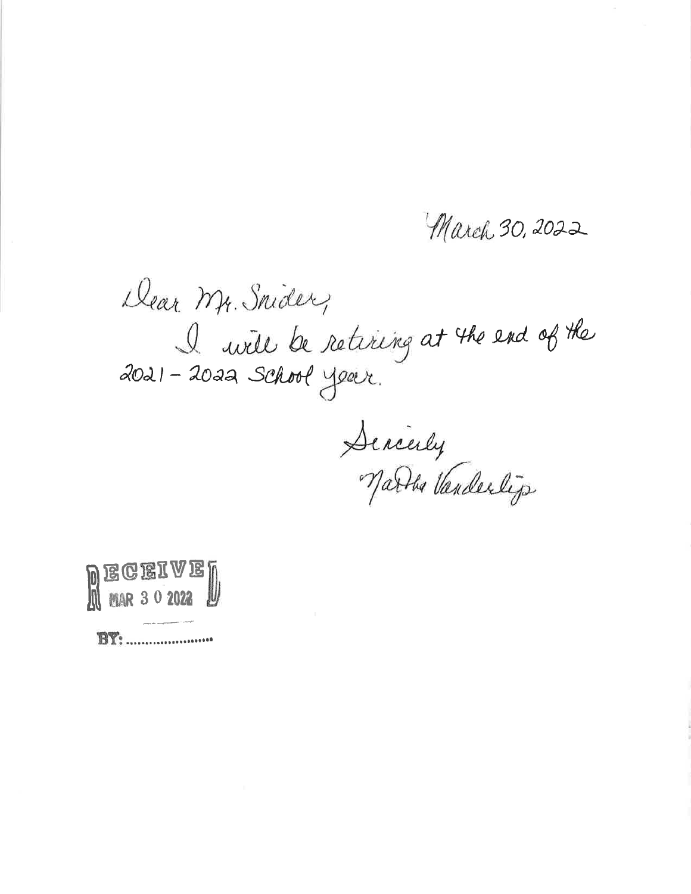March 30, 2022

Dear Mr. Snider,

I will be retiring at the end of the 2021 - 2022 School year.

Sincerely
Martha Vanderlip

RECEIVED
MAR 30 2022

BY: ......................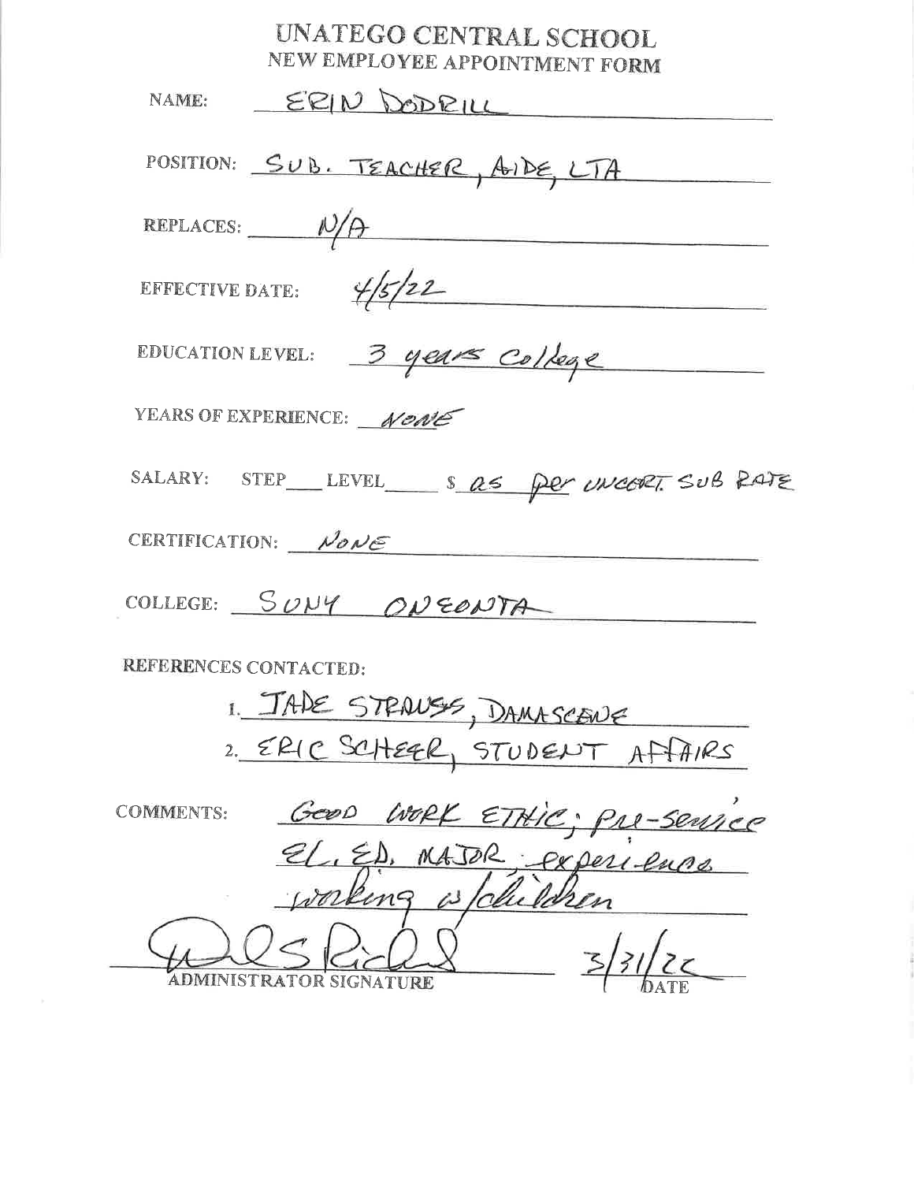# UNATEGO CENTRAL SCHOOL

## NEW EMPLOYEE APPOINTMENT FORM

NAME: ERIN DODRILL

POSITION: SUB. TEACHER, AIDE, LTA

REPLACES: N/A

EFFECTIVE DATE: 4/5/22

EDUCATION LEVEL: 3 years College

YEARS OF EXPERIENCE: NONE

SALARY: STEP___ LEVEL___ $ as per UNCERT. SUB RATE

CERTIFICATION: NONE

COLLEGE: SUNY ONEONTA

REFERENCES CONTACTED:

1. JADE STRAUSS, DAMASCENE
2. ERIC SCHEER, STUDENT AFFAIRS

COMMENTS: GOOD WORK ETHIC; PRE-SERVICE EL. ED. MAJOR; experience working w/children

ADMINISTRATOR SIGNATURE: [signature] DATE: 3/31/22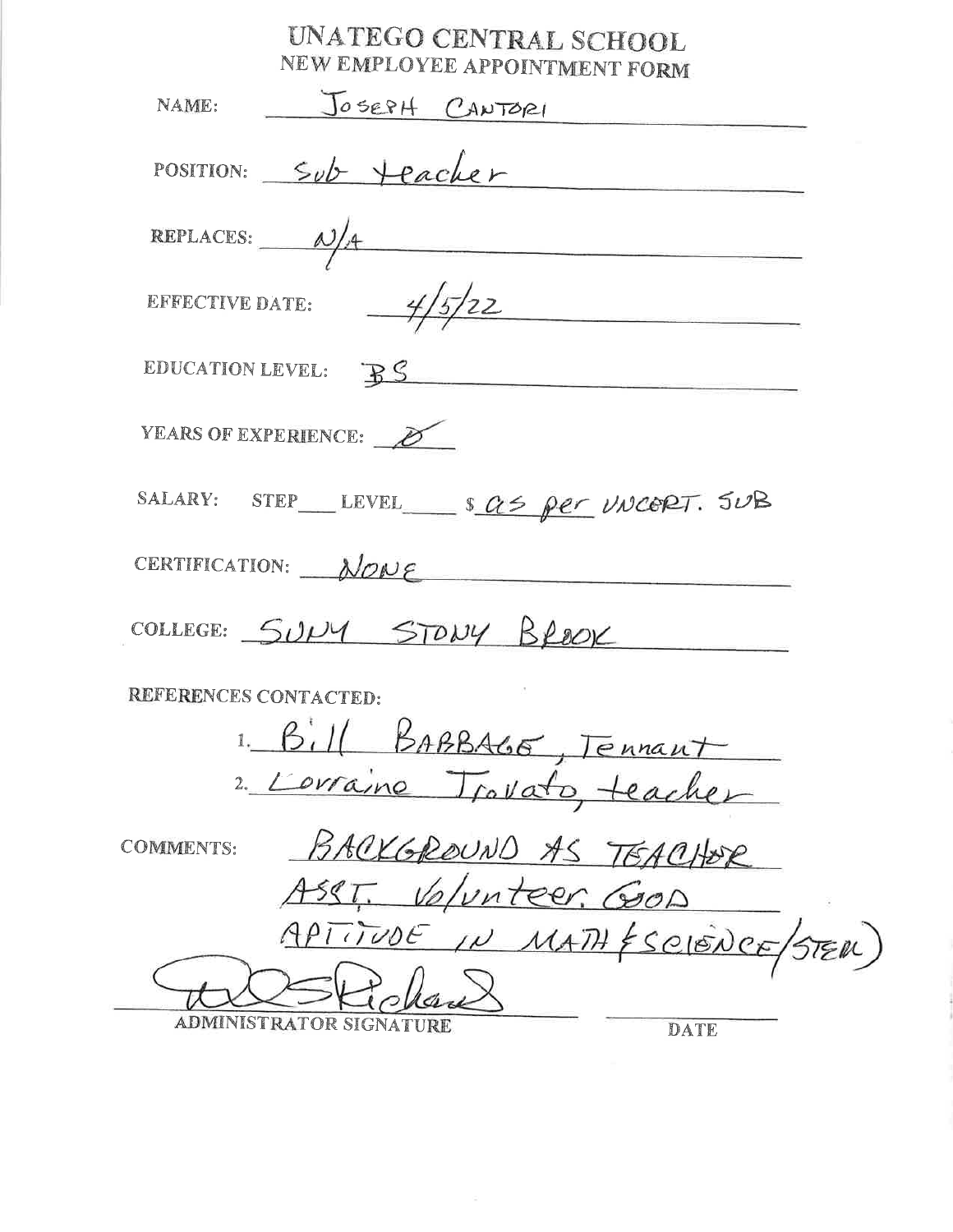# UNATEGO CENTRAL SCHOOL
## NEW EMPLOYEE APPOINTMENT FORM

NAME: JOSEPH CANTORI

POSITION: Sub teacher

REPLACES: N/A

EFFECTIVE DATE: 4/5/22

EDUCATION LEVEL: BS

YEARS OF EXPERIENCE: 0

SALARY: STEP ___ LEVEL ___ $ as per UNCERT. SUB

CERTIFICATION: NONE

COLLEGE: SUNY STONY BROOK

REFERENCES CONTACTED:

1. Bill BABBAGE, Tennant
2. Lorraine Trovato, teacher

COMMENTS: BACKGROUND AS TEACHER ASST. Volunteer. GOOD APTITUDE IN MATH & SCIENCE (STEM)

DSRichard

ADMINISTRATOR SIGNATURE

DATE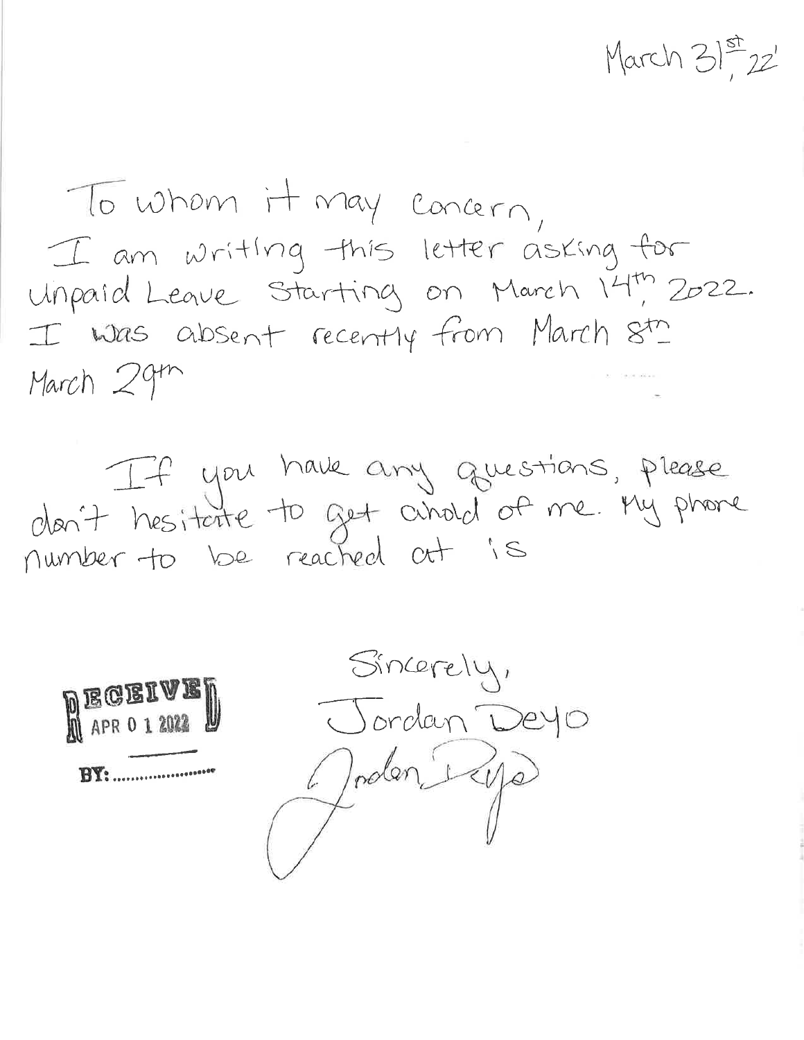March 31st, 22'

To whom it may concern,

I am writing this letter asking for Unpaid Leave Starting on March 14th, 2022. I was absent recently from March 8th - March 29th

If you have any questions, please don't hesitate to get ahold of me. My phone number to be reached at is

RECEIVED
APR 01 2022
BY: ......................

Sincerely,
Jordan Deyo
Jordan Deyo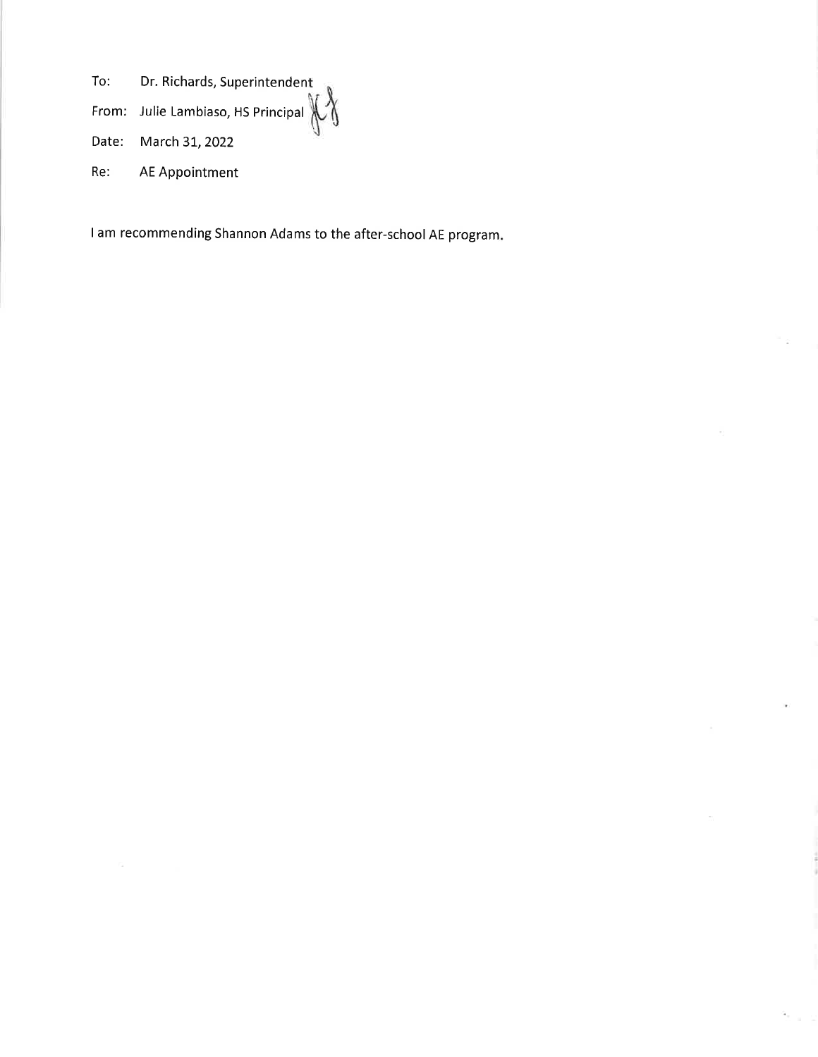To: Dr. Richards, Superintendent

From: Julie Lambiaso, HS Principal

Date: March 31, 2022

Re: AE Appointment

I am recommending Shannon Adams to the after-school AE program.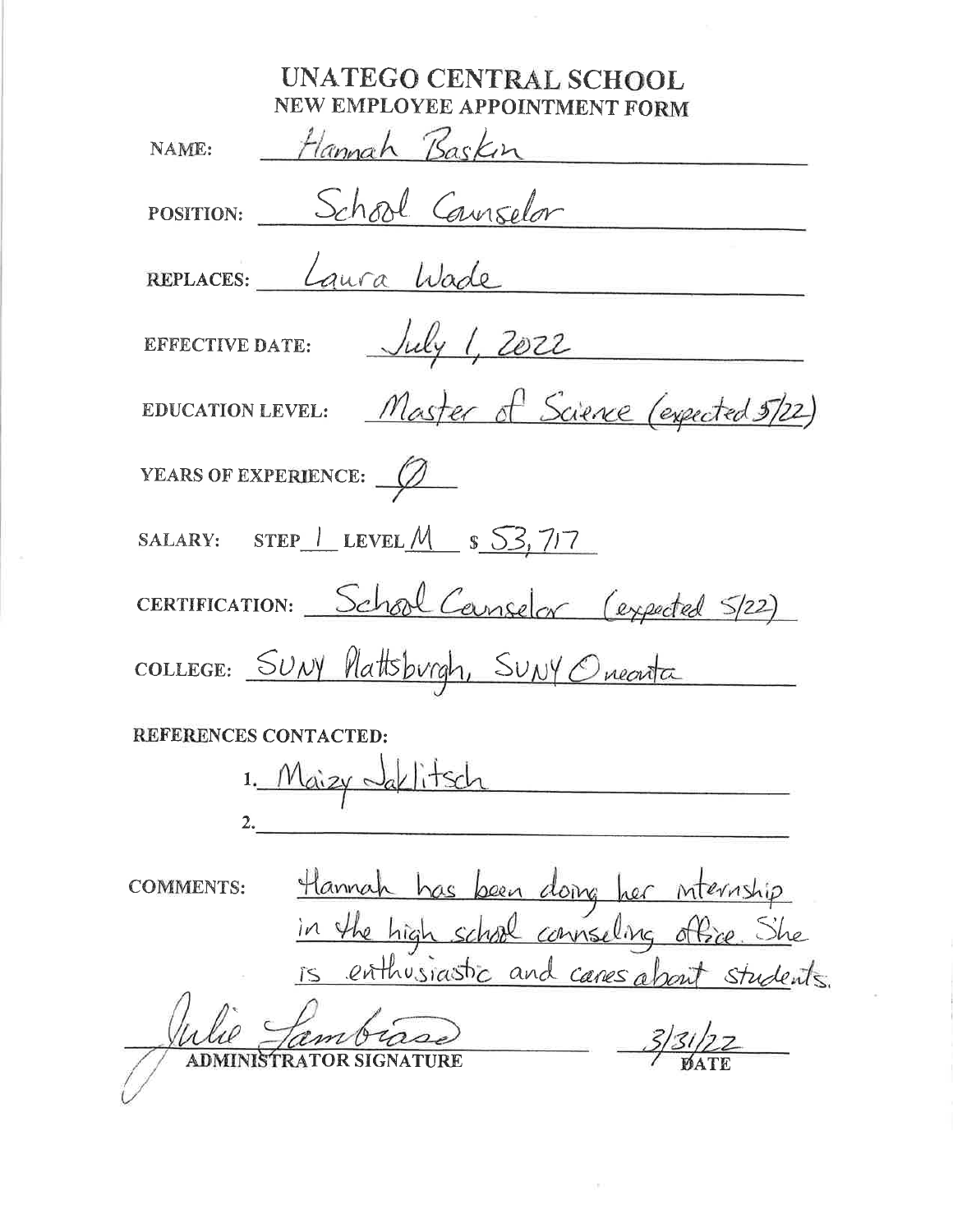# UNATEGO CENTRAL SCHOOL
## NEW EMPLOYEE APPOINTMENT FORM

NAME: Hannah Baskin

POSITION: School Counselor

REPLACES: Laura Wade

EFFECTIVE DATE: July 1, 2022

EDUCATION LEVEL: Master of Science (expected 5/22)

YEARS OF EXPERIENCE: Ø

SALARY: STEP 1 LEVEL M $ 53,717

CERTIFICATION: School Counselor (expected 5/22)

COLLEGE: SUNY Plattsburgh, SUNY Oneonta

REFERENCES CONTACTED:

1. Maizy Jaklitsch
2.

COMMENTS: Hannah has been doing her internship in the high school counseling office. She is enthusiastic and cares about students.

Julie Lambiase
ADMINISTRATOR SIGNATURE

3/31/22
DATE